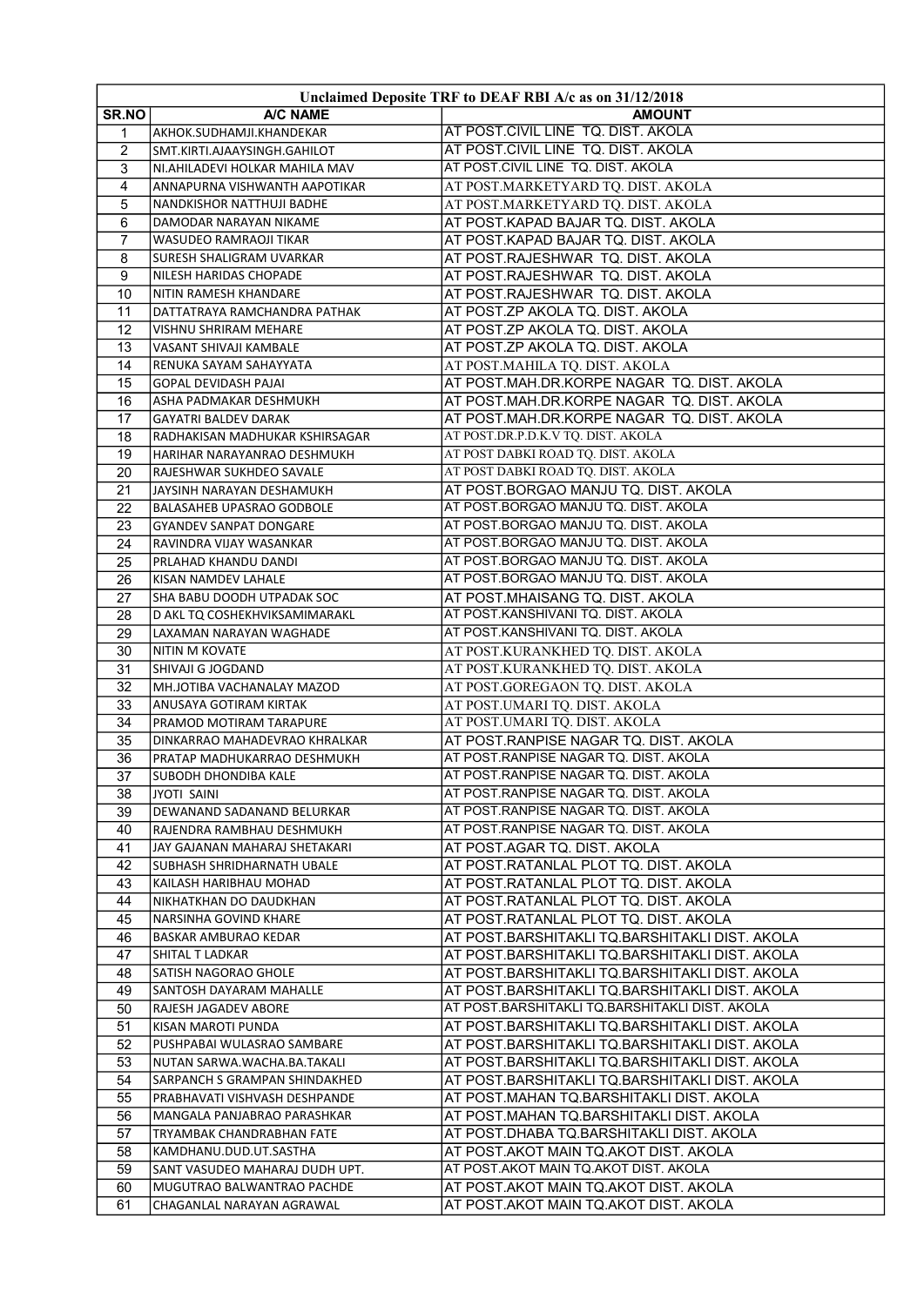| Unclaimed Deposite TRF to DEAF RBI A/c as on 31/12/2018 | | |
|---|---|---|
| SR.NO | A/C NAME | AMOUNT |
| 1 | AKHOK.SUDHAMJI.KHANDEKAR | AT POST.CIVIL LINE TQ. DIST. AKOLA |
| 2 | SMT.KIRTI.AJAAYSINGH.GAHILOT | AT POST.CIVIL LINE TQ. DIST. AKOLA |
| 3 | NI.AHILADEVI HOLKAR MAHILA MAV | AT POST.CIVIL LINE TQ. DIST. AKOLA |
| 4 | ANNAPURNA VISHWANTH AAPOTIKAR | AT POST.MARKETYARD TQ. DIST. AKOLA |
| 5 | NANDKISHOR NATTHUJI BADHE | AT POST.MARKETYARD TQ. DIST. AKOLA |
| 6 | DAMODAR NARAYAN NIKAME | AT POST.KAPAD BAJAR TQ. DIST. AKOLA |
| 7 | WASUDEO RAMRAOJI TIKAR | AT POST.KAPAD BAJAR TQ. DIST. AKOLA |
| 8 | SURESH SHALIGRAM UVARKAR | AT POST.RAJESHWAR TQ. DIST. AKOLA |
| 9 | NILESH HARIDAS CHOPADE | AT POST.RAJESHWAR TQ. DIST. AKOLA |
| 10 | NITIN RAMESH KHANDARE | AT POST.RAJESHWAR TQ. DIST. AKOLA |
| 11 | DATTATRAYA RAMCHANDRA PATHAK | AT POST.ZP AKOLA TQ. DIST. AKOLA |
| 12 | VISHNU SHRIRAM MEHARE | AT POST.ZP AKOLA TQ. DIST. AKOLA |
| 13 | VASANT SHIVAJI KAMBALE | AT POST.ZP AKOLA TQ. DIST. AKOLA |
| 14 | RENUKA SAYAM SAHAYYATA | AT POST.MAHILA TQ. DIST. AKOLA |
| 15 | GOPAL DEVIDASH PAJAI | AT POST.MAH.DR.KORPE NAGAR TQ. DIST. AKOLA |
| 16 | ASHA PADMAKAR DESHMUKH | AT POST.MAH.DR.KORPE NAGAR TQ. DIST. AKOLA |
| 17 | GAYATRI BALDEV DARAK | AT POST.MAH.DR.KORPE NAGAR TQ. DIST. AKOLA |
| 18 | RADHAKISAN MADHUKAR KSHIRSAGAR | AT POST.DR.P.D.K.V TQ. DIST. AKOLA |
| 19 | HARIHAR NARAYANRAO DESHMUKH | AT POST DABKI ROAD TQ. DIST. AKOLA |
| 20 | RAJESHWAR SUKHDEO SAVALE | AT POST DABKI ROAD TQ. DIST. AKOLA |
| 21 | JAYSINH NARAYAN DESHAMUKH | AT POST.BORGAO MANJU TQ. DIST. AKOLA |
| 22 | BALASAHEB UPASRAO GODBOLE | AT POST.BORGAO MANJU TQ. DIST. AKOLA |
| 23 | GYANDEV SANPAT DONGARE | AT POST.BORGAO MANJU TQ. DIST. AKOLA |
| 24 | RAVINDRA VIJAY WASANKAR | AT POST.BORGAO MANJU TQ. DIST. AKOLA |
| 25 | PRLAHAD KHANDU DANDI | AT POST.BORGAO MANJU TQ. DIST. AKOLA |
| 26 | KISAN NAMDEV LAHALE | AT POST.BORGAO MANJU TQ. DIST. AKOLA |
| 27 | SHA BABU DOODH UTPADAK SOC | AT POST.MHAISANG TQ. DIST. AKOLA |
| 28 | D AKL TQ COSHEKHVIKSAMIMARAKL | AT POST.KANSHIVANI TQ. DIST. AKOLA |
| 29 | LAXAMAN NARAYAN WAGHADE | AT POST.KANSHIVANI TQ. DIST. AKOLA |
| 30 | NITIN M KOVATE | AT POST.KURANKHED TQ. DIST. AKOLA |
| 31 | SHIVAJI G JOGDAND | AT POST.KURANKHED TQ. DIST. AKOLA |
| 32 | MH.JOTIBA VACHANALAY MAZOD | AT POST.GOREGAON TQ. DIST. AKOLA |
| 33 | ANUSAYA GOTIRAM KIRTAK | AT POST.UMARI TQ. DIST. AKOLA |
| 34 | PRAMOD MOTIRAM TARAPURE | AT POST.UMARI TQ. DIST. AKOLA |
| 35 | DINKARRAO MAHADEVRAO KHRALKAR | AT POST.RANPISE NAGAR TQ. DIST. AKOLA |
| 36 | PRATAP MADHUKARRAO DESHMUKH | AT POST.RANPISE NAGAR TQ. DIST. AKOLA |
| 37 | SUBODH DHONDIBA KALE | AT POST.RANPISE NAGAR TQ. DIST. AKOLA |
| 38 | JYOTI SAINI | AT POST.RANPISE NAGAR TQ. DIST. AKOLA |
| 39 | DEWANAND SADANAND BELURKAR | AT POST.RANPISE NAGAR TQ. DIST. AKOLA |
| 40 | RAJENDRA RAMBHAU DESHMUKH | AT POST.RANPISE NAGAR TQ. DIST. AKOLA |
| 41 | JAY GAJANAN MAHARAJ SHETAKARI | AT POST.AGAR TQ. DIST. AKOLA |
| 42 | SUBHASH SHRIDHARNATH UBALE | AT POST.RATANLAL PLOT TQ. DIST. AKOLA |
| 43 | KAILASH HARIBHAU MOHAD | AT POST.RATANLAL PLOT TQ. DIST. AKOLA |
| 44 | NIKHATKHAN DO DAUDKHAN | AT POST.RATANLAL PLOT TQ. DIST. AKOLA |
| 45 | NARSINHA GOVIND KHARE | AT POST.RATANLAL PLOT TQ. DIST. AKOLA |
| 46 | BASKAR AMBURAO KEDAR | AT POST.BARSHITAKLI TQ.BARSHITAKLI DIST. AKOLA |
| 47 | SHITAL T LADKAR | AT POST.BARSHITAKLI TQ.BARSHITAKLI DIST. AKOLA |
| 48 | SATISH NAGORAO GHOLE | AT POST.BARSHITAKLI TQ.BARSHITAKLI DIST. AKOLA |
| 49 | SANTOSH DAYARAM MAHALLE | AT POST.BARSHITAKLI TQ.BARSHITAKLI DIST. AKOLA |
| 50 | RAJESH JAGADEV ABORE | AT POST.BARSHITAKLI TQ.BARSHITAKLI DIST. AKOLA |
| 51 | KISAN MAROTI PUNDA | AT POST.BARSHITAKLI TQ.BARSHITAKLI DIST. AKOLA |
| 52 | PUSHPABAI WULASRAO SAMBARE | AT POST.BARSHITAKLI TQ.BARSHITAKLI DIST. AKOLA |
| 53 | NUTAN SARWA.WACHA.BA.TAKALI | AT POST.BARSHITAKLI TQ.BARSHITAKLI DIST. AKOLA |
| 54 | SARPANCH S GRAMPAN SHINDAKHED | AT POST.BARSHITAKLI TQ.BARSHITAKLI DIST. AKOLA |
| 55 | PRABHAVATI VISHVASH DESHPANDE | AT POST.MAHAN TQ.BARSHITAKLI DIST. AKOLA |
| 56 | MANGALA PANJABRAO PARASHKAR | AT POST.MAHAN TQ.BARSHITAKLI DIST. AKOLA |
| 57 | TRYAMBAK CHANDRABHAN FATE | AT POST.DHABA TQ.BARSHITAKLI DIST. AKOLA |
| 58 | KAMDHANU.DUD.UT.SASTHA | AT POST.AKOT MAIN TQ.AKOT DIST. AKOLA |
| 59 | SANT VASUDEO MAHARAJ DUDH UPT. | AT POST.AKOT MAIN TQ.AKOT DIST. AKOLA |
| 60 | MUGUTRAO BALWANTRAO PACHDE | AT POST.AKOT MAIN TQ.AKOT DIST. AKOLA |
| 61 | CHAGANLAL NARAYAN AGRAWAL | AT POST.AKOT MAIN TQ.AKOT DIST. AKOLA |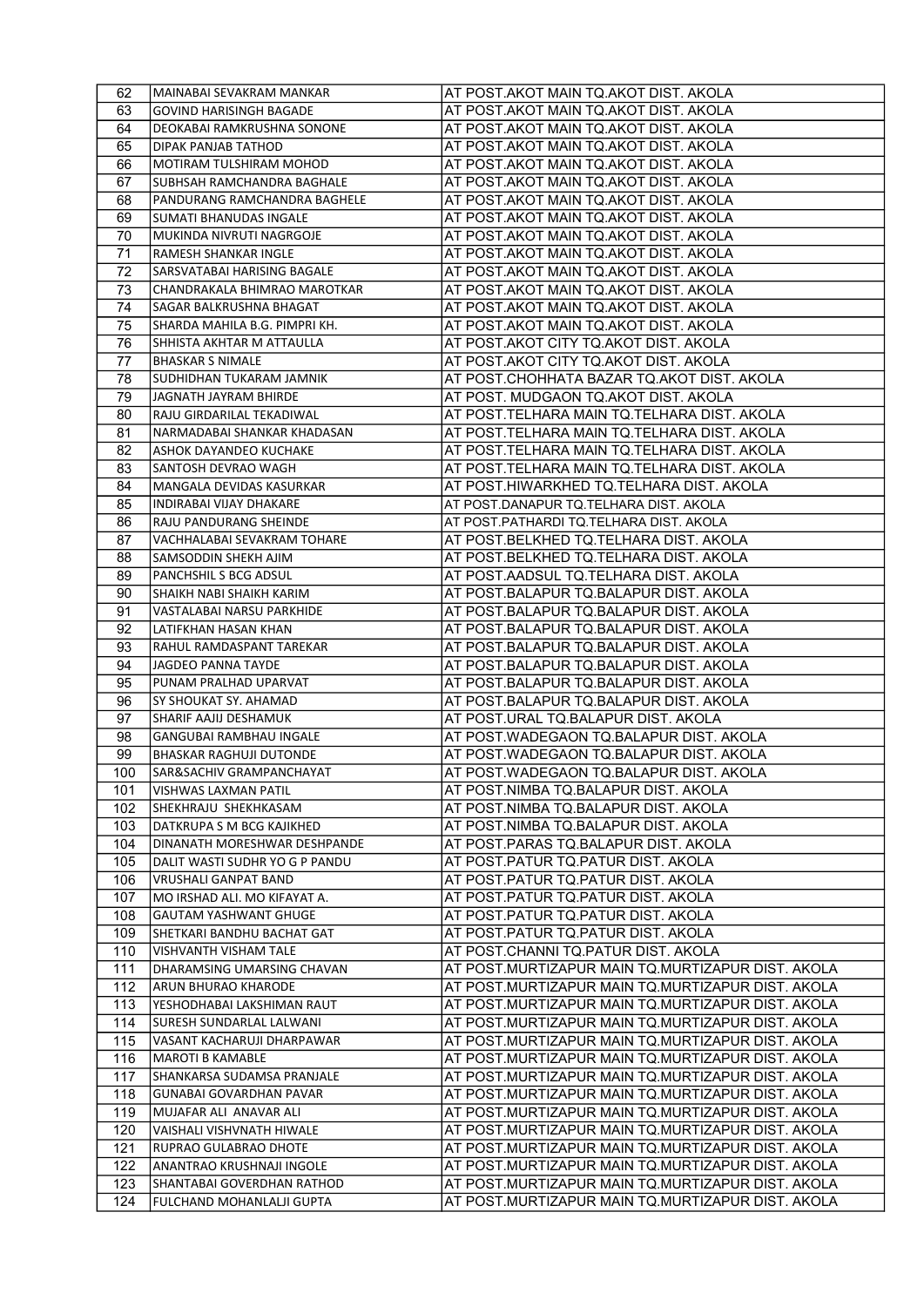| 62 | MAINABAI SEVAKRAM MANKAR | AT POST.AKOT MAIN TQ.AKOT DIST. AKOLA |
|---|---|---|
| 63 | GOVIND HARISINGH BAGADE | AT POST.AKOT MAIN TQ.AKOT DIST. AKOLA |
| 64 | DEOKABAI RAMKRUSHNA SONONE | AT POST.AKOT MAIN TQ.AKOT DIST. AKOLA |
| 65 | DIPAK PANJAB TATHOD | AT POST.AKOT MAIN TQ.AKOT DIST. AKOLA |
| 66 | MOTIRAM TULSHIRAM MOHOD | AT POST.AKOT MAIN TQ.AKOT DIST. AKOLA |
| 67 | SUBHSAH RAMCHANDRA BAGHALE | AT POST.AKOT MAIN TQ.AKOT DIST. AKOLA |
| 68 | PANDURANG RAMCHANDRA BAGHELE | AT POST.AKOT MAIN TQ.AKOT DIST. AKOLA |
| 69 | SUMATI BHANUDAS INGALE | AT POST.AKOT MAIN TQ.AKOT DIST. AKOLA |
| 70 | MUKINDA NIVRUTI NAGRGOJE | AT POST.AKOT MAIN TQ.AKOT DIST. AKOLA |
| 71 | RAMESH SHANKAR INGLE | AT POST.AKOT MAIN TQ.AKOT DIST. AKOLA |
| 72 | SARSVATABAI HARISING BAGALE | AT POST.AKOT MAIN TQ.AKOT DIST. AKOLA |
| 73 | CHANDRAKALA BHIMRAO MAROTKAR | AT POST.AKOT MAIN TQ.AKOT DIST. AKOLA |
| 74 | SAGAR BALKRUSHNA BHAGAT | AT POST.AKOT MAIN TQ.AKOT DIST. AKOLA |
| 75 | SHARDA MAHILA B.G. PIMPRI KH. | AT POST.AKOT MAIN TQ.AKOT DIST. AKOLA |
| 76 | SHHISTA AKHTAR M ATTAULLA | AT POST.AKOT CITY TQ.AKOT DIST. AKOLA |
| 77 | BHASKAR S NIMALE | AT POST.AKOT CITY TQ.AKOT DIST. AKOLA |
| 78 | SUDHIDHAN TUKARAM JAMNIK | AT POST.CHOHHATA BAZAR TQ.AKOT DIST. AKOLA |
| 79 | JAGNATH JAYRAM BHIRDE | AT POST. MUDGAON TQ.AKOT DIST. AKOLA |
| 80 | RAJU GIRDARILAL TEKADIWAL | AT POST.TELHARA MAIN TQ.TELHARA DIST. AKOLA |
| 81 | NARMADABAI SHANKAR KHADASAN | AT POST.TELHARA MAIN TQ.TELHARA DIST. AKOLA |
| 82 | ASHOK DAYANDEO KUCHAKE | AT POST.TELHARA MAIN TQ.TELHARA DIST. AKOLA |
| 83 | SANTOSH DEVRAO WAGH | AT POST.TELHARA MAIN TQ.TELHARA DIST. AKOLA |
| 84 | MANGALA DEVIDAS KASURKAR | AT POST.HIWARKHED TQ.TELHARA DIST. AKOLA |
| 85 | INDIRABAI VIJAY DHAKARE | AT POST.DANAPUR TQ.TELHARA DIST. AKOLA |
| 86 | RAJU PANDURANG SHEINDE | AT POST.PATHARDI TQ.TELHARA DIST. AKOLA |
| 87 | VACHHALABAI SEVAKRAM TOHARE | AT POST.BELKHED TQ.TELHARA DIST. AKOLA |
| 88 | SAMSODDIN SHEKH AJIM | AT POST.BELKHED TQ.TELHARA DIST. AKOLA |
| 89 | PANCHSHIL S BCG ADSUL | AT POST.AADSUL TQ.TELHARA DIST. AKOLA |
| 90 | SHAIKH NABI SHAIKH KARIM | AT POST.BALAPUR TQ.BALAPUR DIST. AKOLA |
| 91 | VASTALABAI NARSU PARKHIDE | AT POST.BALAPUR TQ.BALAPUR DIST. AKOLA |
| 92 | LATIFKHAN HASAN KHAN | AT POST.BALAPUR TQ.BALAPUR DIST. AKOLA |
| 93 | RAHUL RAMDASPANT TAREKAR | AT POST.BALAPUR TQ.BALAPUR DIST. AKOLA |
| 94 | JAGDEO PANNA TAYDE | AT POST.BALAPUR TQ.BALAPUR DIST. AKOLA |
| 95 | PUNAM PRALHAD UPARVAT | AT POST.BALAPUR TQ.BALAPUR DIST. AKOLA |
| 96 | SY SHOUKAT SY. AHAMAD | AT POST.BALAPUR TQ.BALAPUR DIST. AKOLA |
| 97 | SHARIF AAJIJ DESHAMUK | AT POST.URAL TQ.BALAPUR DIST. AKOLA |
| 98 | GANGUBAI RAMBHAU INGALE | AT POST.WADEGAON TQ.BALAPUR DIST. AKOLA |
| 99 | BHASKAR RAGHUJI DUTONDE | AT POST.WADEGAON TQ.BALAPUR DIST. AKOLA |
| 100 | SAR&SACHIV GRAMPANCHAYAT | AT POST.WADEGAON TQ.BALAPUR DIST. AKOLA |
| 101 | VISHWAS LAXMAN PATIL | AT POST.NIMBA TQ.BALAPUR DIST. AKOLA |
| 102 | SHEKHRAJU SHEKHKASAM | AT POST.NIMBA TQ.BALAPUR DIST. AKOLA |
| 103 | DATKRUPA S M BCG KAJIKHED | AT POST.NIMBA TQ.BALAPUR DIST. AKOLA |
| 104 | DINANATH MORESHWAR DESHPANDE | AT POST.PARAS TQ.BALAPUR DIST. AKOLA |
| 105 | DALIT WASTI SUDHR YO G P PANDU | AT POST.PATUR TQ.PATUR DIST. AKOLA |
| 106 | VRUSHALI GANPAT BAND | AT POST.PATUR TQ.PATUR DIST. AKOLA |
| 107 | MO IRSHAD ALI. MO KIFAYAT A. | AT POST.PATUR TQ.PATUR DIST. AKOLA |
| 108 | GAUTAM YASHWANT GHUGE | AT POST.PATUR TQ.PATUR DIST. AKOLA |
| 109 | SHETKARI BANDHU BACHAT GAT | AT POST.PATUR TQ.PATUR DIST. AKOLA |
| 110 | VISHVANTH VISHAM TALE | AT POST.CHANNI TQ.PATUR DIST. AKOLA |
| 111 | DHARAMSING UMARSING CHAVAN | AT POST.MURTIZAPUR MAIN TQ.MURTIZAPUR DIST. AKOLA |
| 112 | ARUN BHURAO KHARODE | AT POST.MURTIZAPUR MAIN TQ.MURTIZAPUR DIST. AKOLA |
| 113 | YESHODHABAI LAKSHIMAN RAUT | AT POST.MURTIZAPUR MAIN TQ.MURTIZAPUR DIST. AKOLA |
| 114 | SURESH SUNDARLAL LALWANI | AT POST.MURTIZAPUR MAIN TQ.MURTIZAPUR DIST. AKOLA |
| 115 | VASANT KACHARUJI DHARPAWAR | AT POST.MURTIZAPUR MAIN TQ.MURTIZAPUR DIST. AKOLA |
| 116 | MAROTI B KAMABLE | AT POST.MURTIZAPUR MAIN TQ.MURTIZAPUR DIST. AKOLA |
| 117 | SHANKARSA SUDAMSA PRANJALE | AT POST.MURTIZAPUR MAIN TQ.MURTIZAPUR DIST. AKOLA |
| 118 | GUNABAI GOVARDHAN PAVAR | AT POST.MURTIZAPUR MAIN TQ.MURTIZAPUR DIST. AKOLA |
| 119 | MUJAFAR ALI ANAVAR ALI | AT POST.MURTIZAPUR MAIN TQ.MURTIZAPUR DIST. AKOLA |
| 120 | VAISHALI VISHVNATH HIWALE | AT POST.MURTIZAPUR MAIN TQ.MURTIZAPUR DIST. AKOLA |
| 121 | RUPRAO GULABRAO DHOTE | AT POST.MURTIZAPUR MAIN TQ.MURTIZAPUR DIST. AKOLA |
| 122 | ANANTRAO KRUSHNAJI INGOLE | AT POST.MURTIZAPUR MAIN TQ.MURTIZAPUR DIST. AKOLA |
| 123 | SHANTABAI GOVERDHAN RATHOD | AT POST.MURTIZAPUR MAIN TQ.MURTIZAPUR DIST. AKOLA |
| 124 | FULCHAND MOHANLALJI GUPTA | AT POST.MURTIZAPUR MAIN TQ.MURTIZAPUR DIST. AKOLA |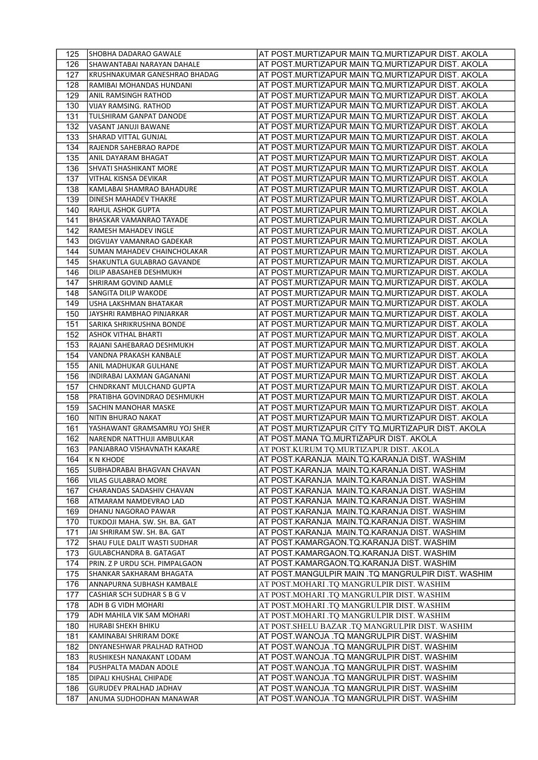| 125 | SHOBHA DADARAO GAWALE | AT POST.MURTIZAPUR MAIN TQ.MURTIZAPUR DIST. AKOLA |
|---|---|---|
| 126 | SHAWANTABAI NARAYAN DAHALE | AT POST.MURTIZAPUR MAIN TQ.MURTIZAPUR DIST. AKOLA |
| 127 | KRUSHNAKUMAR GANESHRAO BHADAG | AT POST.MURTIZAPUR MAIN TQ.MURTIZAPUR DIST. AKOLA |
| 128 | RAMIBAI MOHANDAS HUNDANI | AT POST.MURTIZAPUR MAIN TQ.MURTIZAPUR DIST. AKOLA |
| 129 | ANIL RAMSINGH RATHOD | AT POST.MURTIZAPUR MAIN TQ.MURTIZAPUR DIST. AKOLA |
| 130 | VIJAY RAMSING. RATHOD | AT POST.MURTIZAPUR MAIN TQ.MURTIZAPUR DIST. AKOLA |
| 131 | TULSHIRAM GANPAT DANODE | AT POST.MURTIZAPUR MAIN TQ.MURTIZAPUR DIST. AKOLA |
| 132 | VASANT JANUJI BAWANE | AT POST.MURTIZAPUR MAIN TQ.MURTIZAPUR DIST. AKOLA |
| 133 | SHARAD VITTAL GUNJAL | AT POST.MURTIZAPUR MAIN TQ.MURTIZAPUR DIST. AKOLA |
| 134 | RAJENDR SAHEBRAO RAPDE | AT POST.MURTIZAPUR MAIN TQ.MURTIZAPUR DIST. AKOLA |
| 135 | ANIL DAYARAM BHAGAT | AT POST.MURTIZAPUR MAIN TQ.MURTIZAPUR DIST. AKOLA |
| 136 | SHVATI SHASHIKANT MORE | AT POST.MURTIZAPUR MAIN TQ.MURTIZAPUR DIST. AKOLA |
| 137 | VITHAL KISNSA DEVIKAR | AT POST.MURTIZAPUR MAIN TQ.MURTIZAPUR DIST. AKOLA |
| 138 | KAMLABAI SHAMRAO BAHADURE | AT POST.MURTIZAPUR MAIN TQ.MURTIZAPUR DIST. AKOLA |
| 139 | DINESH MAHADEV THAKRE | AT POST.MURTIZAPUR MAIN TQ.MURTIZAPUR DIST. AKOLA |
| 140 | RAHUL ASHOK GUPTA | AT POST.MURTIZAPUR MAIN TQ.MURTIZAPUR DIST. AKOLA |
| 141 | BHASKAR VAMANRAO TAYADE | AT POST.MURTIZAPUR MAIN TQ.MURTIZAPUR DIST. AKOLA |
| 142 | RAMESH MAHADEV INGLE | AT POST.MURTIZAPUR MAIN TQ.MURTIZAPUR DIST. AKOLA |
| 143 | DIGVIJAY VAMANRAO GADEKAR | AT POST.MURTIZAPUR MAIN TQ.MURTIZAPUR DIST. AKOLA |
| 144 | SUMAN MAHADEV CHAINCHOLAKAR | AT POST.MURTIZAPUR MAIN TQ.MURTIZAPUR DIST. AKOLA |
| 145 | SHAKUNTLA GULABRAO GAVANDE | AT POST.MURTIZAPUR MAIN TQ.MURTIZAPUR DIST. AKOLA |
| 146 | DILIP ABASAHEB DESHMUKH | AT POST.MURTIZAPUR MAIN TQ.MURTIZAPUR DIST. AKOLA |
| 147 | SHRIRAM GOVIND AAMLE | AT POST.MURTIZAPUR MAIN TQ.MURTIZAPUR DIST. AKOLA |
| 148 | SANGITA DILIP WAKODE | AT POST.MURTIZAPUR MAIN TQ.MURTIZAPUR DIST. AKOLA |
| 149 | USHA LAKSHMAN BHATAKAR | AT POST.MURTIZAPUR MAIN TQ.MURTIZAPUR DIST. AKOLA |
| 150 | JAYSHRI RAMBHAO PINJARKAR | AT POST.MURTIZAPUR MAIN TQ.MURTIZAPUR DIST. AKOLA |
| 151 | SARIKA SHRIKRUSHNA BONDE | AT POST.MURTIZAPUR MAIN TQ.MURTIZAPUR DIST. AKOLA |
| 152 | ASHOK VITHAL BHARTI | AT POST.MURTIZAPUR MAIN TQ.MURTIZAPUR DIST. AKOLA |
| 153 | RAJANI SAHEBARAO DESHMUKH | AT POST.MURTIZAPUR MAIN TQ.MURTIZAPUR DIST. AKOLA |
| 154 | VANDNA PRAKASH KANBALE | AT POST.MURTIZAPUR MAIN TQ.MURTIZAPUR DIST. AKOLA |
| 155 | ANIL MADHUKAR GULHANE | AT POST.MURTIZAPUR MAIN TQ.MURTIZAPUR DIST. AKOLA |
| 156 | INDIRABAI LAXMAN GAGANANI | AT POST.MURTIZAPUR MAIN TQ.MURTIZAPUR DIST. AKOLA |
| 157 | CHNDRKANT MULCHAND GUPTA | AT POST.MURTIZAPUR MAIN TQ.MURTIZAPUR DIST. AKOLA |
| 158 | PRATIBHA GOVINDRAO DESHMUKH | AT POST.MURTIZAPUR MAIN TQ.MURTIZAPUR DIST. AKOLA |
| 159 | SACHIN MANOHAR MASKE | AT POST.MURTIZAPUR MAIN TQ.MURTIZAPUR DIST. AKOLA |
| 160 | NITIN BHURAO NAKAT | AT POST.MURTIZAPUR MAIN TQ.MURTIZAPUR DIST. AKOLA |
| 161 | YASHAWANT GRAMSAMRU YOJ SHER | AT POST.MURTIZAPUR CITY TQ.MURTIZAPUR DIST. AKOLA |
| 162 | NARENDR NATTHUJI AMBULKAR | AT POST.MANA TQ.MURTIZAPUR DIST. AKOLA |
| 163 | PANJABRAO VISHAVNATH KAKARE | AT POST.KURUM TQ.MURTIZAPUR DIST. AKOLA |
| 164 | K N KHODE | AT POST.KARANJA MAIN.TQ.KARANJA DIST. WASHIM |
| 165 | SUBHADRABAI BHAGVAN CHAVAN | AT POST.KARANJA MAIN.TQ.KARANJA DIST. WASHIM |
| 166 | VILAS GULABRAO MORE | AT POST.KARANJA MAIN.TQ.KARANJA DIST. WASHIM |
| 167 | CHARANDAS SADASHIV CHAVAN | AT POST.KARANJA MAIN.TQ.KARANJA DIST. WASHIM |
| 168 | ATMARAM NAMDEVRAO LAD | AT POST.KARANJA MAIN.TQ.KARANJA DIST. WASHIM |
| 169 | DHANU NAGORAO PAWAR | AT POST.KARANJA MAIN.TQ.KARANJA DIST. WASHIM |
| 170 | TUKDOJI MAHA. SW. SH. BA. GAT | AT POST.KARANJA MAIN.TQ.KARANJA DIST. WASHIM |
| 171 | JAI SHRIRAM SW. SH. BA. GAT | AT POST.KARANJA MAIN.TQ.KARANJA DIST. WASHIM |
| 172 | SHAU FULE DALIT WASTI SUDHAR | AT POST.KAMARGAON.TQ.KARANJA DIST. WASHIM |
| 173 | GULABCHANDRA B. GATAGAT | AT POST.KAMARGAON.TQ.KARANJA DIST. WASHIM |
| 174 | PRIN. Z P URDU SCH. PIMPALGAON | AT POST.KAMARGAON.TQ.KARANJA DIST. WASHIM |
| 175 | SHANKAR SAKHARAM BHAGATA | AT POST.MANGULPIR MAIN .TQ MANGRULPIR DIST. WASHIM |
| 176 | ANNAPURNA SUBHASH KAMBALE | AT POST.MOHARI .TQ MANGRULPIR DIST. WASHIM |
| 177 | CASHIAR SCH SUDHAR S B G V | AT POST.MOHARI .TQ MANGRULPIR DIST. WASHIM |
| 178 | ADH B G VIDH MOHARI | AT POST.MOHARI .TQ MANGRULPIR DIST. WASHIM |
| 179 | ADH MAHILA VIK SAM MOHARI | AT POST.MOHARI .TQ MANGRULPIR DIST. WASHIM |
| 180 | HURABI SHEKH BHIKU | AT POST.SHELU BAZAR .TQ MANGRULPIR DIST. WASHIM |
| 181 | KAMINABAI SHRIRAM DOKE | AT POST.WANOJA .TQ MANGRULPIR DIST. WASHIM |
| 182 | DNYANESHWAR PRALHAD RATHOD | AT POST.WANOJA .TQ MANGRULPIR DIST. WASHIM |
| 183 | RUSHIKESH NANAKANT LODAM | AT POST.WANOJA .TQ MANGRULPIR DIST. WASHIM |
| 184 | PUSHPALTA MADAN ADOLE | AT POST.WANOJA .TQ MANGRULPIR DIST. WASHIM |
| 185 | DIPALI KHUSHAL CHIPADE | AT POST.WANOJA .TQ MANGRULPIR DIST. WASHIM |
| 186 | GURUDEV PRALHAD JADHAV | AT POST.WANOJA .TQ MANGRULPIR DIST. WASHIM |
| 187 | ANUMA SUDHODHAN MANAWAR | AT POST.WANOJA .TQ MANGRULPIR DIST. WASHIM |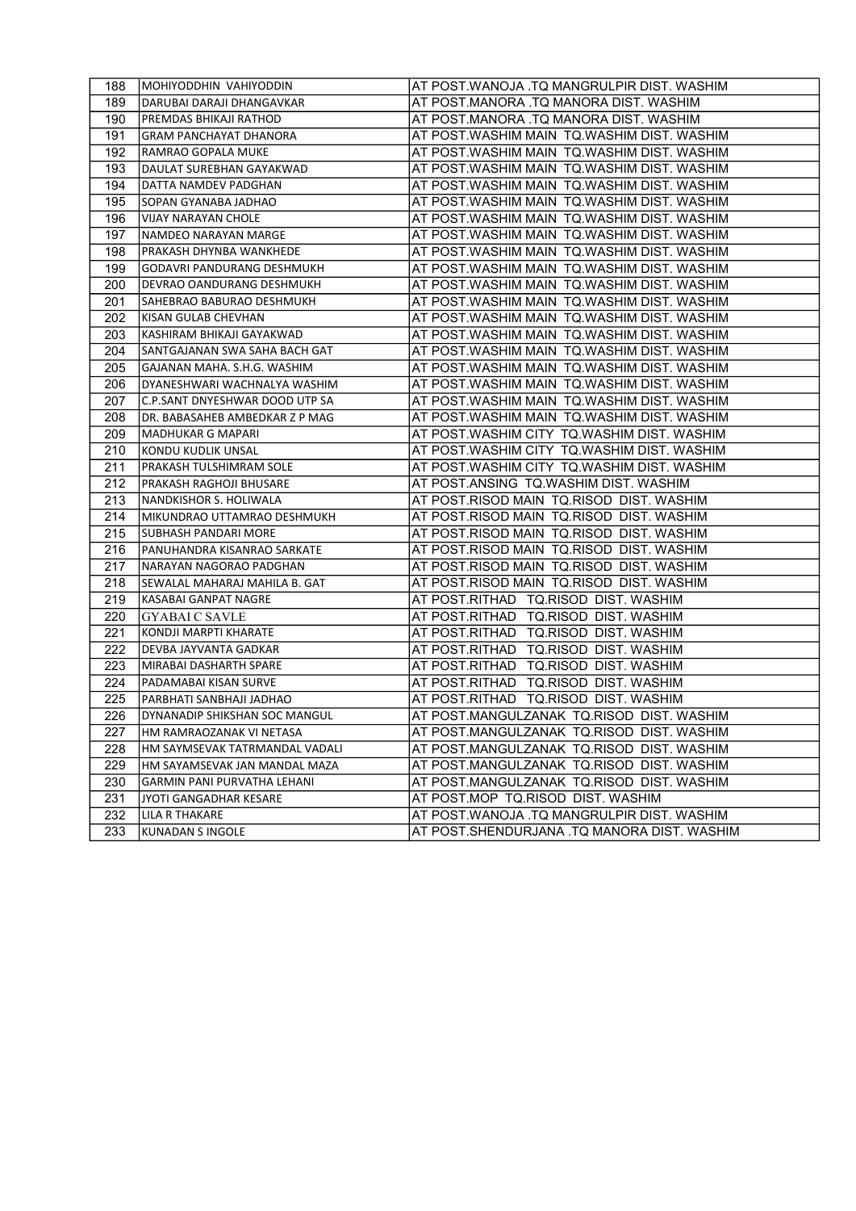| | | |
|---|---|---|
| 188 | MOHIYODDHIN VAHIYODDIN | AT POST.WANOJA .TQ MANGRULPIR DIST. WASHIM |
| 189 | DARUBAI DARAJI DHANGAVKAR | AT POST.MANORA .TQ MANORA DIST. WASHIM |
| 190 | PREMDAS BHIKAJI RATHOD | AT POST.MANORA .TQ MANORA DIST. WASHIM |
| 191 | GRAM PANCHAYAT DHANORA | AT POST.WASHIM MAIN TQ.WASHIM DIST. WASHIM |
| 192 | RAMRAO GOPALA MUKE | AT POST.WASHIM MAIN TQ.WASHIM DIST. WASHIM |
| 193 | DAULAT SUREBHAN GAYAKWAD | AT POST.WASHIM MAIN TQ.WASHIM DIST. WASHIM |
| 194 | DATTA NAMDEV PADGHAN | AT POST.WASHIM MAIN TQ.WASHIM DIST. WASHIM |
| 195 | SOPAN GYANABA JADHAO | AT POST.WASHIM MAIN TQ.WASHIM DIST. WASHIM |
| 196 | VIJAY NARAYAN CHOLE | AT POST.WASHIM MAIN TQ.WASHIM DIST. WASHIM |
| 197 | NAMDEO NARAYAN MARGE | AT POST.WASHIM MAIN TQ.WASHIM DIST. WASHIM |
| 198 | PRAKASH DHYNBA WANKHEDE | AT POST.WASHIM MAIN TQ.WASHIM DIST. WASHIM |
| 199 | GODAVRI PANDURANG DESHMUKH | AT POST.WASHIM MAIN TQ.WASHIM DIST. WASHIM |
| 200 | DEVRAO OANDURANG DESHMUKH | AT POST.WASHIM MAIN TQ.WASHIM DIST. WASHIM |
| 201 | SAHEBRAO BABURAO DESHMUKH | AT POST.WASHIM MAIN TQ.WASHIM DIST. WASHIM |
| 202 | KISAN GULAB CHEVHAN | AT POST.WASHIM MAIN TQ.WASHIM DIST. WASHIM |
| 203 | KASHIRAM BHIKAJI GAYAKWAD | AT POST.WASHIM MAIN TQ.WASHIM DIST. WASHIM |
| 204 | SANTGAJANAN SWA SAHA BACH GAT | AT POST.WASHIM MAIN TQ.WASHIM DIST. WASHIM |
| 205 | GAJANAN MAHA. S.H.G. WASHIM | AT POST.WASHIM MAIN TQ.WASHIM DIST. WASHIM |
| 206 | DYANESHWARI WACHNALYA WASHIM | AT POST.WASHIM MAIN TQ.WASHIM DIST. WASHIM |
| 207 | C.P.SANT DNYESHWAR DOOD UTP SA | AT POST.WASHIM MAIN TQ.WASHIM DIST. WASHIM |
| 208 | DR. BABASAHEB AMBEDKAR Z P MAG | AT POST.WASHIM MAIN TQ.WASHIM DIST. WASHIM |
| 209 | MADHUKAR G MAPARI | AT POST.WASHIM CITY TQ.WASHIM DIST. WASHIM |
| 210 | KONDU KUDLIK UNSAL | AT POST.WASHIM CITY TQ.WASHIM DIST. WASHIM |
| 211 | PRAKASH TULSHIMRAM SOLE | AT POST.WASHIM CITY TQ.WASHIM DIST. WASHIM |
| 212 | PRAKASH RAGHOJI BHUSARE | AT POST.ANSING TQ.WASHIM DIST. WASHIM |
| 213 | NANDKISHOR S. HOLIWALA | AT POST.RISOD MAIN TQ.RISOD DIST. WASHIM |
| 214 | MIKUNDRAO UTTAMRAO DESHMUKH | AT POST.RISOD MAIN TQ.RISOD DIST. WASHIM |
| 215 | SUBHASH PANDARI MORE | AT POST.RISOD MAIN TQ.RISOD DIST. WASHIM |
| 216 | PANUHANDRA KISANRAO SARKATE | AT POST.RISOD MAIN TQ.RISOD DIST. WASHIM |
| 217 | NARAYAN NAGORAO PADGHAN | AT POST.RISOD MAIN TQ.RISOD DIST. WASHIM |
| 218 | SEWALAL MAHARAJ MAHILA B. GAT | AT POST.RISOD MAIN TQ.RISOD DIST. WASHIM |
| 219 | KASABAI GANPAT NAGRE | AT POST.RITHAD TQ.RISOD DIST. WASHIM |
| 220 | GYABAI C SAVLE | AT POST.RITHAD TQ.RISOD DIST. WASHIM |
| 221 | KONDJI MARPTI KHARATE | AT POST.RITHAD TQ.RISOD DIST. WASHIM |
| 222 | DEVBA JAYVANTA GADKAR | AT POST.RITHAD TQ.RISOD DIST. WASHIM |
| 223 | MIRABAI DASHARTH SPARE | AT POST.RITHAD TQ.RISOD DIST. WASHIM |
| 224 | PADAMABAI KISAN SURVE | AT POST.RITHAD TQ.RISOD DIST. WASHIM |
| 225 | PARBHATI SANBHAJI JADHAO | AT POST.RITHAD TQ.RISOD DIST. WASHIM |
| 226 | DYNANADIP SHIKSHAN SOC MANGUL | AT POST.MANGULZANAK TQ.RISOD DIST. WASHIM |
| 227 | HM RAMRAOZANAK VI NETASA | AT POST.MANGULZANAK TQ.RISOD DIST. WASHIM |
| 228 | HM SAYMSEVAK TATRMANDAL VADALI | AT POST.MANGULZANAK TQ.RISOD DIST. WASHIM |
| 229 | HM SAYAMSEVAK JAN MANDAL MAZA | AT POST.MANGULZANAK TQ.RISOD DIST. WASHIM |
| 230 | GARMIN PANI PURVATHA LEHANI | AT POST.MANGULZANAK TQ.RISOD DIST. WASHIM |
| 231 | JYOTI GANGADHAR KESARE | AT POST.MOP TQ.RISOD DIST. WASHIM |
| 232 | LILA R THAKARE | AT POST.WANOJA .TQ MANGRULPIR DIST. WASHIM |
| 233 | KUNADAN S INGOLE | AT POST.SHENDURJANA .TQ MANORA DIST. WASHIM |